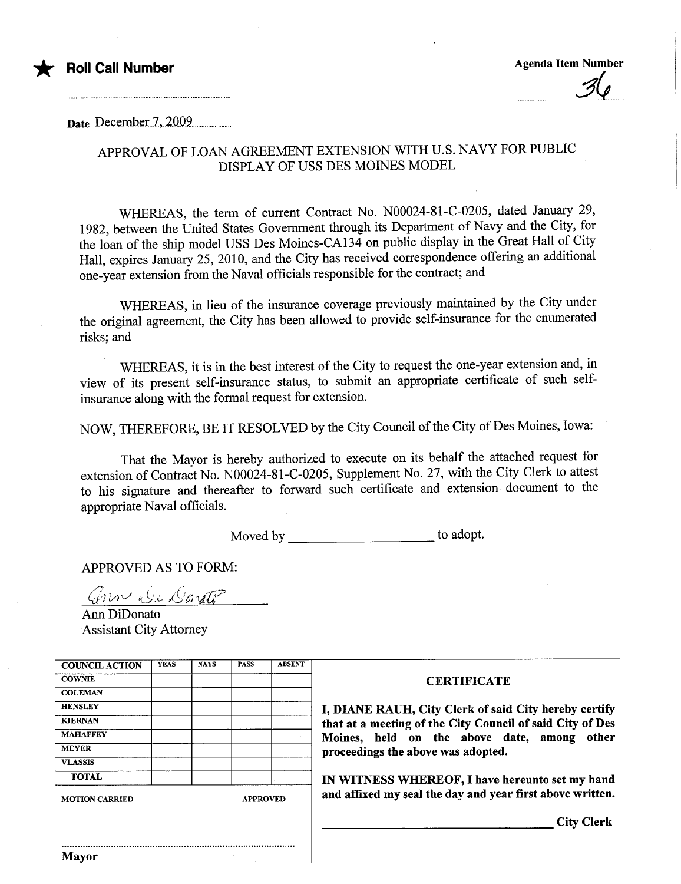★ **Roll Call Number**

**Agenda Item Number**

36

Date December 7, 2009

## APPROVAL OF LOAN AGREEMENT EXTENSION WITH U.S. NAVY FOR PUBLIC DISPLAY OF USS DES MOINES MODEL

WHEREAS, the term of current Contract No. N00024-81-C-0205, dated January 29, 1982, between the United States Government through its Department of Navy and the City, for the loan of the ship model USS Des Moines-CA134 on public display in the Great Hall of City Hall, expires January 25, 2010, and the City has received correspondence offering an additional one-year extension from the Naval officials responsible for the contract; and

WHEREAS, in lieu of the insurance coverage previously maintained by the City under the original agreement, the City has been allowed to provide self-insurance for the enumerated risks; and

WHEREAS, it is in the best interest of the City to request the one-year extension and, in view of its present self-insurance status, to submit an appropriate certificate of such self-insurance along with the formal request for extension.

NOW, THEREFORE, BE IT RESOLVED by the City Council of the City of Des Moines, Iowa:

That the Mayor is hereby authorized to execute on its behalf the attached request for extension of Contract No. N00024-81-C-0205, Supplement No. 27, with the City Clerk to attest to his signature and thereafter to forward such certificate and extension document to the appropriate Naval officials.

Moved by ____________________ to adopt.

APPROVED AS TO FORM:

Ann DiDonato
Assistant City Attorney

| COUNCIL ACTION | YEAS | NAYS | PASS | ABSENT |
|---|---|---|---|---|
| COWNIE | | | | |
| COLEMAN | | | | |
| HENSLEY | | | | |
| KIERNAN | | | | |
| MAHAFFEY | | | | |
| MEYER | | | | |
| VLASSIS | | | | |
| TOTAL | | | | |

MOTION CARRIED APPROVED

Mayor

**CERTIFICATE**

**I, DIANE RAUH, City Clerk of said City hereby certify that at a meeting of the City Council of said City of Des Moines, held on the above date, among other proceedings the above was adopted.**

**IN WITNESS WHEREOF, I have hereunto set my hand and affixed my seal the day and year first above written.**

____________________ **City Clerk**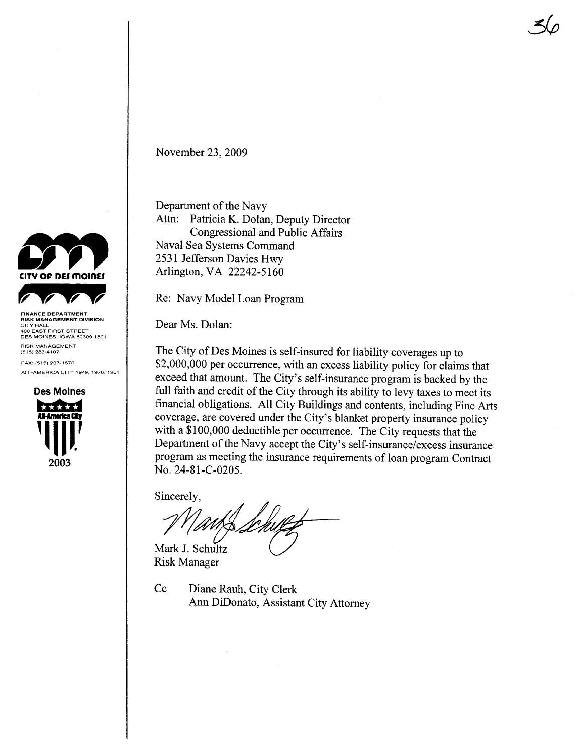CITY OF DES MOINES

FINANCE DEPARTMENT
RISK MANAGEMENT DIVISION
CITY HALL
400 EAST FIRST STREET
DES MOINES, IOWA 50309-1891
RISK MANAGEMENT
(515) 283-4107
FAX: (515) 237-1670
ALL-AMERICA CITY 1949, 1976, 1981

Des Moines
All-America City
2003

November 23, 2009

Department of the Navy
Attn: Patricia K. Dolan, Deputy Director
Congressional and Public Affairs
Naval Sea Systems Command
2531 Jefferson Davies Hwy
Arlington, VA 22242-5160

Re: Navy Model Loan Program

Dear Ms. Dolan:

The City of Des Moines is self-insured for liability coverages up to $2,000,000 per occurrence, with an excess liability policy for claims that exceed that amount. The City's self-insurance program is backed by the full faith and credit of the City through its ability to levy taxes to meet its financial obligations. All City Buildings and contents, including Fine Arts coverage, are covered under the City's blanket property insurance policy with a $100,000 deductible per occurrence. The City requests that the Department of the Navy accept the City's self-insurance/excess insurance program as meeting the insurance requirements of loan program Contract No. 24-81-C-0205.

Sincerely,

Mark J. Schultz
Risk Manager

Cc Diane Rauh, City Clerk
Ann DiDonato, Assistant City Attorney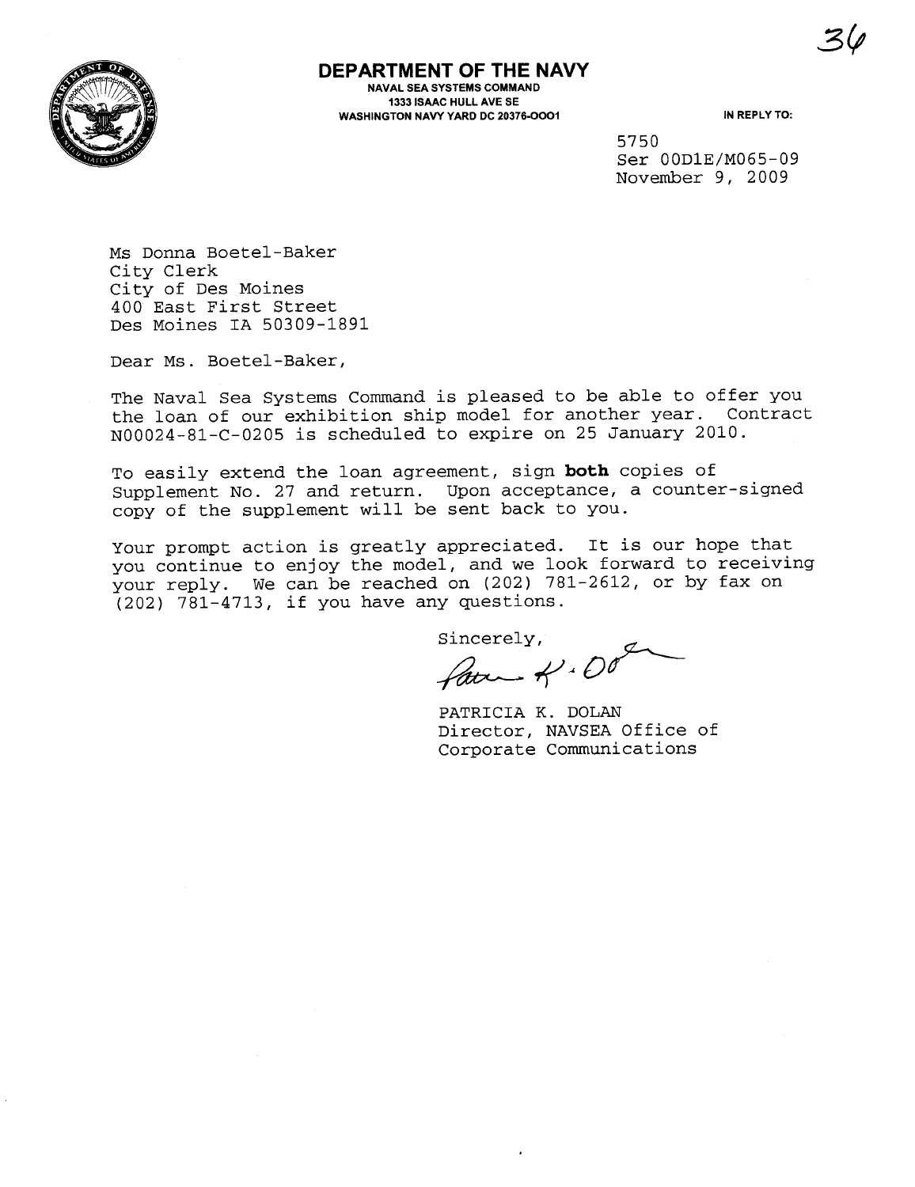**DEPARTMENT OF THE NAVY**
NAVAL SEA SYSTEMS COMMAND
1333 ISAAC HULL AVE SE
WASHINGTON NAVY YARD DC 20376-0001

IN REPLY TO:

5750
Ser 00D1E/M065-09
November 9, 2009

Ms Donna Boetel-Baker
City Clerk
City of Des Moines
400 East First Street
Des Moines IA 50309-1891

Dear Ms. Boetel-Baker,

The Naval Sea Systems Command is pleased to be able to offer you the loan of our exhibition ship model for another year. Contract N00024-81-C-0205 is scheduled to expire on 25 January 2010.

To easily extend the loan agreement, sign **both** copies of Supplement No. 27 and return. Upon acceptance, a counter-signed copy of the supplement will be sent back to you.

Your prompt action is greatly appreciated. It is our hope that you continue to enjoy the model, and we look forward to receiving your reply. We can be reached on (202) 781-2612, or by fax on (202) 781-4713, if you have any questions.

Sincerely,

PATRICIA K. DOLAN
Director, NAVSEA Office of Corporate Communications